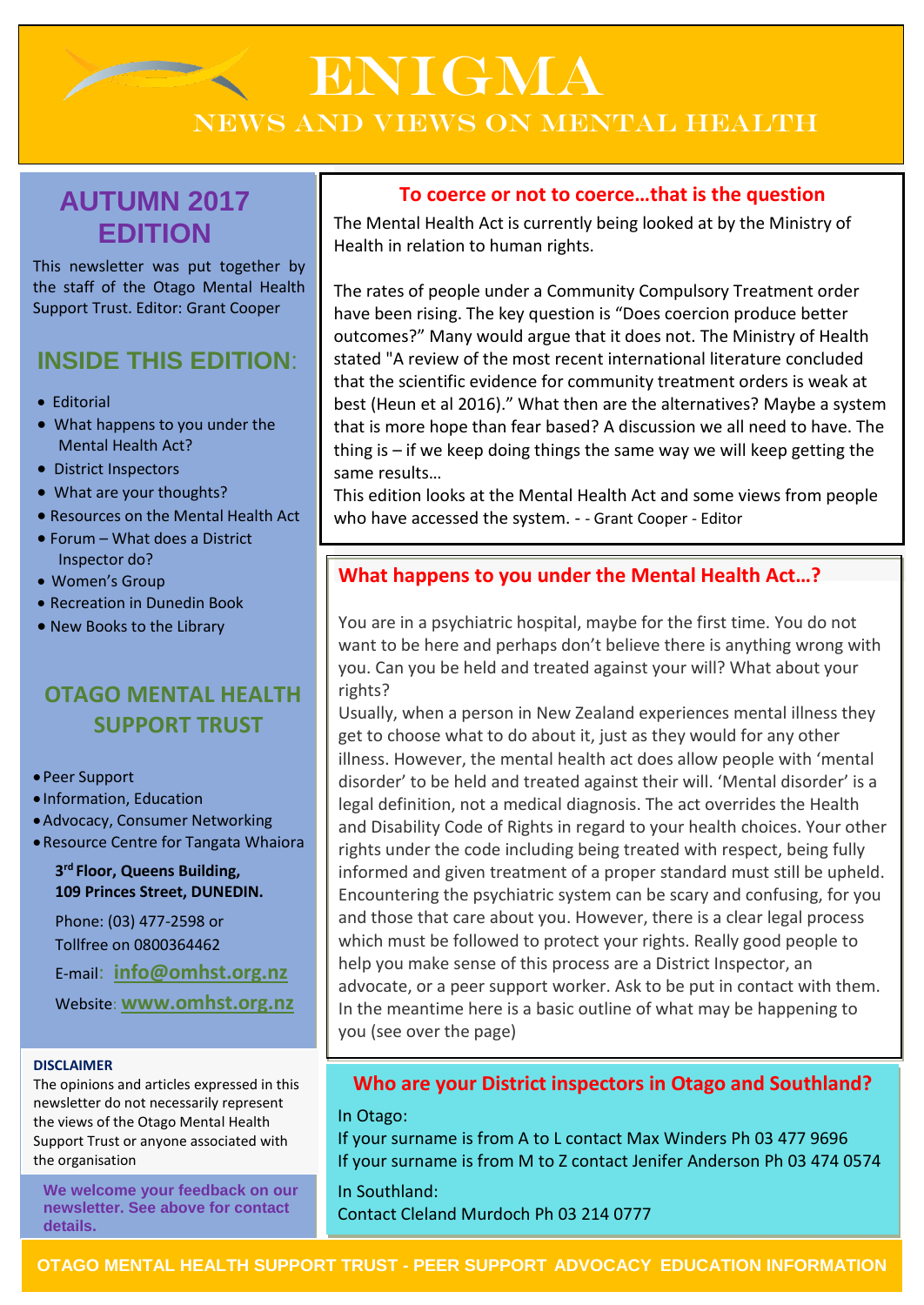# ENIGMA

## NEWS AND VIEWS ON MENTAL HEALTH

## AUTUMN 2017 EDITION

This newsletter was put together by the staff of the Otago Mental Health Support Trust. Editor: Grant Cooper

## INSIDE THIS EDITION:

- Editorial
- What happens to you under the Mental Health Act?
- District Inspectors
- What are your thoughts?
- Resources on the Mental Health Act
- Forum – What does a District Inspector do?
- Women's Group
- Recreation in Dunedin Book
- New Books to the Library

## OTAGO MENTAL HEALTH SUPPORT TRUST

- Peer Support
- Information, Education
- Advocacy, Consumer Networking
- Resource Centre for Tangata Whaiora

**3rd Floor, Queens Building,**
**109 Princes Street, DUNEDIN.**

Phone: (03) 477-2598 or
Tollfree on 0800364462

E-mail: **info@omhst.org.nz**

Website: **www.omhst.org.nz**

**DISCLAIMER**

The opinions and articles expressed in this newsletter do not necessarily represent the views of the Otago Mental Health Support Trust or anyone associated with the organisation

**We welcome your feedback on our newsletter. See above for contact details.**

## To coerce or not to coerce…that is the question

The Mental Health Act is currently being looked at by the Ministry of Health in relation to human rights.

The rates of people under a Community Compulsory Treatment order have been rising. The key question is "Does coercion produce better outcomes?" Many would argue that it does not. The Ministry of Health stated "A review of the most recent international literature concluded that the scientific evidence for community treatment orders is weak at best (Heun et al 2016)." What then are the alternatives? Maybe a system that is more hope than fear based? A discussion we all need to have. The thing is – if we keep doing things the same way we will keep getting the same results…

This edition looks at the Mental Health Act and some views from people who have accessed the system. - - Grant Cooper - Editor

## What happens to you under the Mental Health Act…?

You are in a psychiatric hospital, maybe for the first time. You do not want to be here and perhaps don't believe there is anything wrong with you. Can you be held and treated against your will? What about your rights?

Usually, when a person in New Zealand experiences mental illness they get to choose what to do about it, just as they would for any other illness. However, the mental health act does allow people with 'mental disorder' to be held and treated against their will. 'Mental disorder' is a legal definition, not a medical diagnosis. The act overrides the Health and Disability Code of Rights in regard to your health choices. Your other rights under the code including being treated with respect, being fully informed and given treatment of a proper standard must still be upheld. Encountering the psychiatric system can be scary and confusing, for you and those that care about you. However, there is a clear legal process which must be followed to protect your rights. Really good people to help you make sense of this process are a District Inspector, an advocate, or a peer support worker. Ask to be put in contact with them. In the meantime here is a basic outline of what may be happening to you (see over the page)

## Who are your District inspectors in Otago and Southland?

In Otago:
If your surname is from A to L contact Max Winders Ph 03 477 9696
If your surname is from M to Z contact Jenifer Anderson Ph 03 474 0574

In Southland:
Contact Cleland Murdoch Ph 03 214 0777

OTAGO MENTAL HEALTH SUPPORT TRUST - PEER SUPPORT ADVOCACY EDUCATION INFORMATION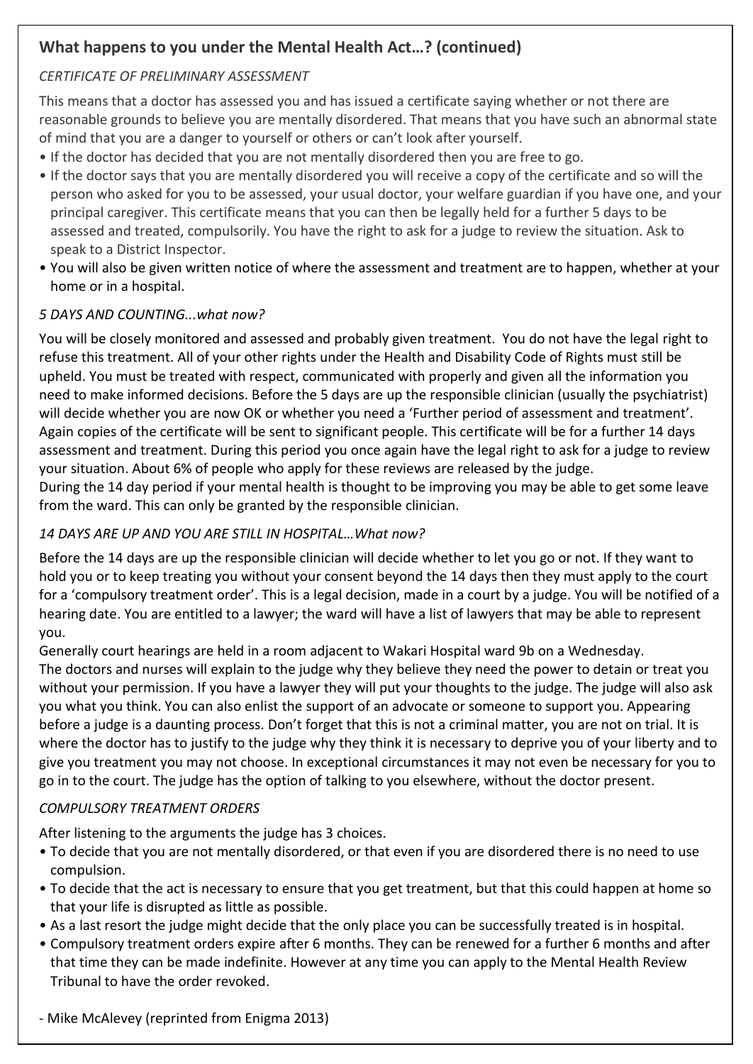## What happens to you under the Mental Health Act…? (continued)

*CERTIFICATE OF PRELIMINARY ASSESSMENT*

This means that a doctor has assessed you and has issued a certificate saying whether or not there are reasonable grounds to believe you are mentally disordered. That means that you have such an abnormal state of mind that you are a danger to yourself or others or can't look after yourself.

- If the doctor has decided that you are not mentally disordered then you are free to go.
- If the doctor says that you are mentally disordered you will receive a copy of the certificate and so will the person who asked for you to be assessed, your usual doctor, your welfare guardian if you have one, and your principal caregiver. This certificate means that you can then be legally held for a further 5 days to be assessed and treated, compulsorily. You have the right to ask for a judge to review the situation. Ask to speak to a District Inspector.
- You will also be given written notice of where the assessment and treatment are to happen, whether at your home or in a hospital.

*5 DAYS AND COUNTING...what now?*

You will be closely monitored and assessed and probably given treatment. You do not have the legal right to refuse this treatment. All of your other rights under the Health and Disability Code of Rights must still be upheld. You must be treated with respect, communicated with properly and given all the information you need to make informed decisions. Before the 5 days are up the responsible clinician (usually the psychiatrist) will decide whether you are now OK or whether you need a 'Further period of assessment and treatment'. Again copies of the certificate will be sent to significant people. This certificate will be for a further 14 days assessment and treatment. During this period you once again have the legal right to ask for a judge to review your situation. About 6% of people who apply for these reviews are released by the judge.
During the 14 day period if your mental health is thought to be improving you may be able to get some leave from the ward. This can only be granted by the responsible clinician.

*14 DAYS ARE UP AND YOU ARE STILL IN HOSPITAL…What now?*

Before the 14 days are up the responsible clinician will decide whether to let you go or not. If they want to hold you or to keep treating you without your consent beyond the 14 days then they must apply to the court for a 'compulsory treatment order'. This is a legal decision, made in a court by a judge. You will be notified of a hearing date. You are entitled to a lawyer; the ward will have a list of lawyers that may be able to represent you.
Generally court hearings are held in a room adjacent to Wakari Hospital ward 9b on a Wednesday.
The doctors and nurses will explain to the judge why they believe they need the power to detain or treat you without your permission. If you have a lawyer they will put your thoughts to the judge. The judge will also ask you what you think. You can also enlist the support of an advocate or someone to support you. Appearing before a judge is a daunting process. Don't forget that this is not a criminal matter, you are not on trial. It is where the doctor has to justify to the judge why they think it is necessary to deprive you of your liberty and to give you treatment you may not choose. In exceptional circumstances it may not even be necessary for you to go in to the court. The judge has the option of talking to you elsewhere, without the doctor present.

*COMPULSORY TREATMENT ORDERS*

After listening to the arguments the judge has 3 choices.

- To decide that you are not mentally disordered, or that even if you are disordered there is no need to use compulsion.
- To decide that the act is necessary to ensure that you get treatment, but that this could happen at home so that your life is disrupted as little as possible.
- As a last resort the judge might decide that the only place you can be successfully treated is in hospital.
- Compulsory treatment orders expire after 6 months. They can be renewed for a further 6 months and after that time they can be made indefinite. However at any time you can apply to the Mental Health Review Tribunal to have the order revoked.

\- Mike McAlevey (reprinted from Enigma 2013)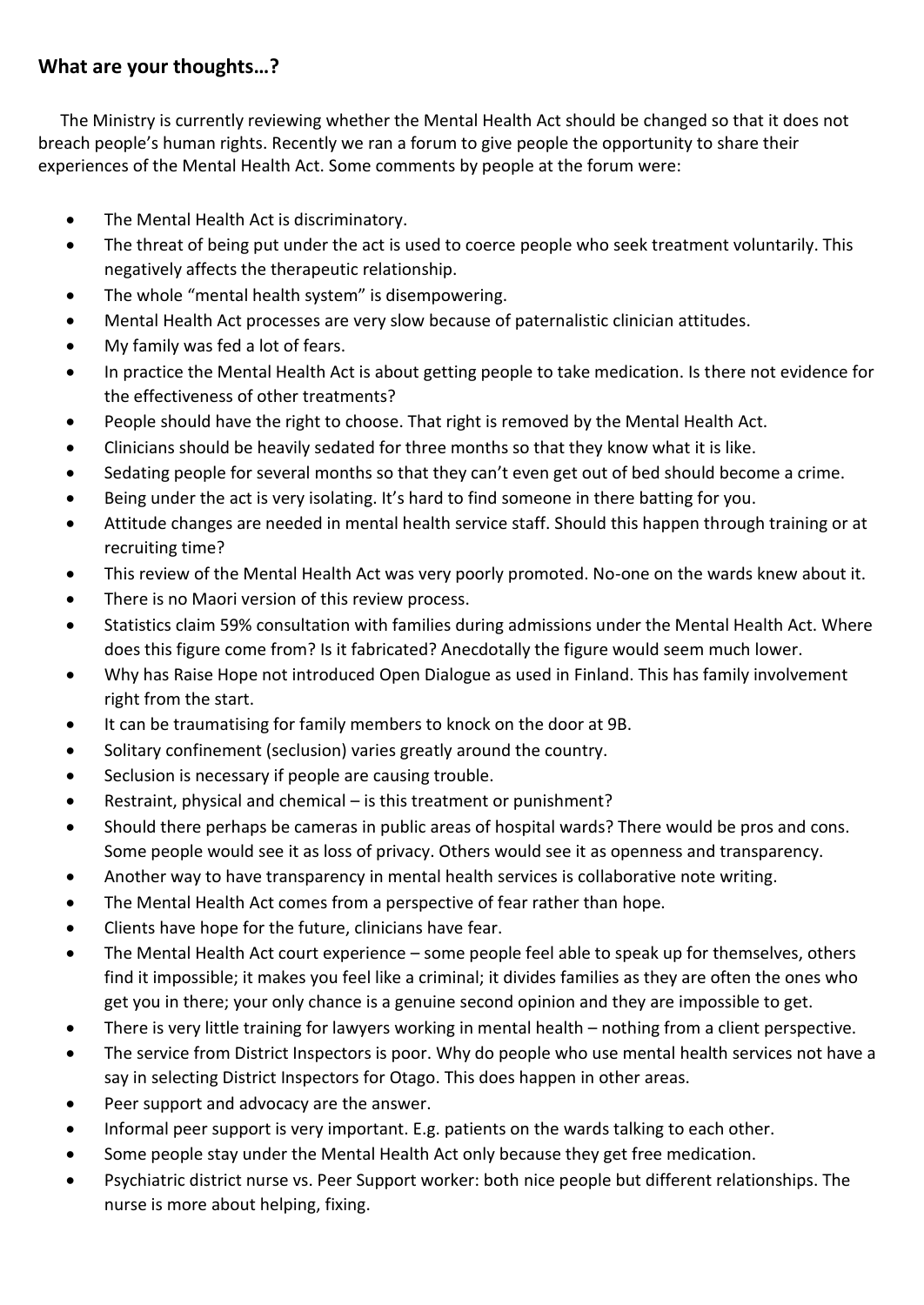## What are your thoughts…?

The Ministry is currently reviewing whether the Mental Health Act should be changed so that it does not breach people's human rights. Recently we ran a forum to give people the opportunity to share their experiences of the Mental Health Act. Some comments by people at the forum were:

- The Mental Health Act is discriminatory.
- The threat of being put under the act is used to coerce people who seek treatment voluntarily. This negatively affects the therapeutic relationship.
- The whole "mental health system" is disempowering.
- Mental Health Act processes are very slow because of paternalistic clinician attitudes.
- My family was fed a lot of fears.
- In practice the Mental Health Act is about getting people to take medication. Is there not evidence for the effectiveness of other treatments?
- People should have the right to choose. That right is removed by the Mental Health Act.
- Clinicians should be heavily sedated for three months so that they know what it is like.
- Sedating people for several months so that they can't even get out of bed should become a crime.
- Being under the act is very isolating. It's hard to find someone in there batting for you.
- Attitude changes are needed in mental health service staff. Should this happen through training or at recruiting time?
- This review of the Mental Health Act was very poorly promoted. No-one on the wards knew about it.
- There is no Maori version of this review process.
- Statistics claim 59% consultation with families during admissions under the Mental Health Act. Where does this figure come from? Is it fabricated? Anecdotally the figure would seem much lower.
- Why has Raise Hope not introduced Open Dialogue as used in Finland. This has family involvement right from the start.
- It can be traumatising for family members to knock on the door at 9B.
- Solitary confinement (seclusion) varies greatly around the country.
- Seclusion is necessary if people are causing trouble.
- Restraint, physical and chemical – is this treatment or punishment?
- Should there perhaps be cameras in public areas of hospital wards? There would be pros and cons. Some people would see it as loss of privacy. Others would see it as openness and transparency.
- Another way to have transparency in mental health services is collaborative note writing.
- The Mental Health Act comes from a perspective of fear rather than hope.
- Clients have hope for the future, clinicians have fear.
- The Mental Health Act court experience – some people feel able to speak up for themselves, others find it impossible; it makes you feel like a criminal; it divides families as they are often the ones who get you in there; your only chance is a genuine second opinion and they are impossible to get.
- There is very little training for lawyers working in mental health – nothing from a client perspective.
- The service from District Inspectors is poor. Why do people who use mental health services not have a say in selecting District Inspectors for Otago. This does happen in other areas.
- Peer support and advocacy are the answer.
- Informal peer support is very important. E.g. patients on the wards talking to each other.
- Some people stay under the Mental Health Act only because they get free medication.
- Psychiatric district nurse vs. Peer Support worker: both nice people but different relationships. The nurse is more about helping, fixing.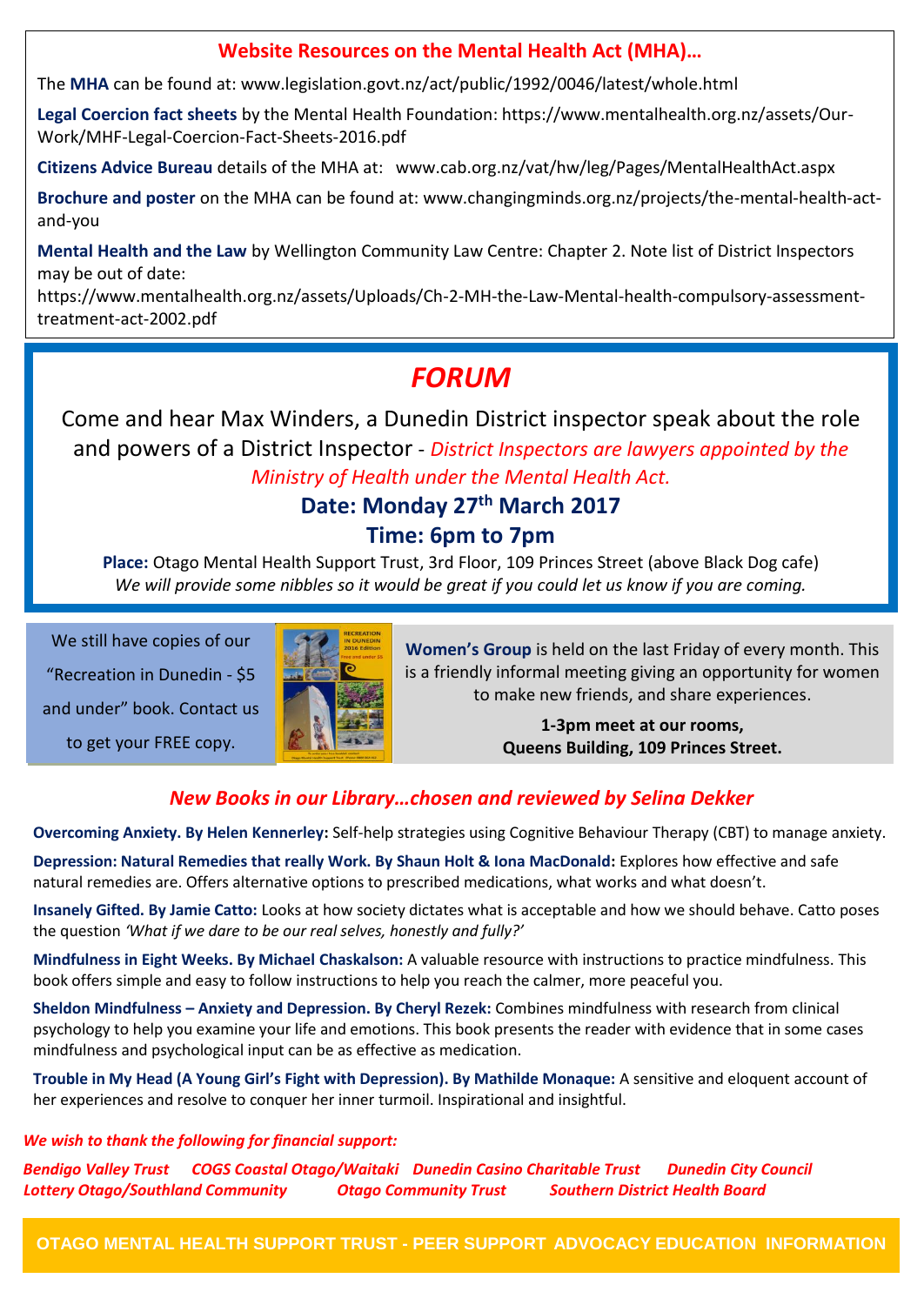## Website Resources on the Mental Health Act (MHA)…

The **MHA** can be found at: www.legislation.govt.nz/act/public/1992/0046/latest/whole.html

**Legal Coercion fact sheets** by the Mental Health Foundation: https://www.mentalhealth.org.nz/assets/Our-Work/MHF-Legal-Coercion-Fact-Sheets-2016.pdf

**Citizens Advice Bureau** details of the MHA at: www.cab.org.nz/vat/hw/leg/Pages/MentalHealthAct.aspx

**Brochure and poster** on the MHA can be found at: www.changingminds.org.nz/projects/the-mental-health-act-and-you

**Mental Health and the Law** by Wellington Community Law Centre: Chapter 2. Note list of District Inspectors may be out of date:
https://www.mentalhealth.org.nz/assets/Uploads/Ch-2-MH-the-Law-Mental-health-compulsory-assessment-treatment-act-2002.pdf

# *FORUM*

Come and hear Max Winders, a Dunedin District inspector speak about the role and powers of a District Inspector - *District Inspectors are lawyers appointed by the Ministry of Health under the Mental Health Act.*

**Date: Monday 27th March 2017**

**Time: 6pm to 7pm**

**Place:** Otago Mental Health Support Trust, 3rd Floor, 109 Princes Street (above Black Dog cafe)
*We will provide some nibbles so it would be great if you could let us know if you are coming.*

We still have copies of our "Recreation in Dunedin - $5 and under" book. Contact us to get your FREE copy.

**Women's Group** is held on the last Friday of every month. This is a friendly informal meeting giving an opportunity for women to make new friends, and share experiences.

**1-3pm meet at our rooms,**
**Queens Building, 109 Princes Street.**

## *New Books in our Library…chosen and reviewed by Selina Dekker*

**Overcoming Anxiety. By Helen Kennerley:** Self-help strategies using Cognitive Behaviour Therapy (CBT) to manage anxiety.

**Depression: Natural Remedies that really Work. By Shaun Holt & Iona MacDonald:** Explores how effective and safe natural remedies are. Offers alternative options to prescribed medications, what works and what doesn't.

**Insanely Gifted. By Jamie Catto:** Looks at how society dictates what is acceptable and how we should behave. Catto poses the question *'What if we dare to be our real selves, honestly and fully?'*

**Mindfulness in Eight Weeks. By Michael Chaskalson:** A valuable resource with instructions to practice mindfulness. This book offers simple and easy to follow instructions to help you reach the calmer, more peaceful you.

**Sheldon Mindfulness – Anxiety and Depression. By Cheryl Rezek:** Combines mindfulness with research from clinical psychology to help you examine your life and emotions. This book presents the reader with evidence that in some cases mindfulness and psychological input can be as effective as medication.

**Trouble in My Head (A Young Girl's Fight with Depression). By Mathilde Monaque:** A sensitive and eloquent account of her experiences and resolve to conquer her inner turmoil. Inspirational and insightful.

***We wish to thank the following for financial support:***

*Bendigo Valley Trust   COGS Coastal Otago/Waitaki   Dunedin Casino Charitable Trust   Dunedin City Council*
*Lottery Otago/Southland Community   Otago Community Trust   Southern District Health Board*

**OTAGO MENTAL HEALTH SUPPORT TRUST - PEER SUPPORT ADVOCACY EDUCATION INFORMATION**